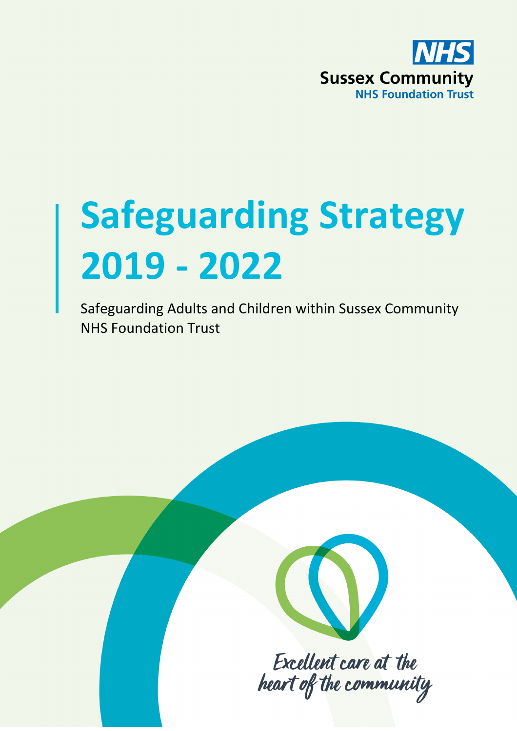NHS
Sussex Community
NHS Foundation Trust

# Safeguarding Strategy 2019 - 2022

Safeguarding Adults and Children within Sussex Community NHS Foundation Trust

*Excellent care at the heart of the community*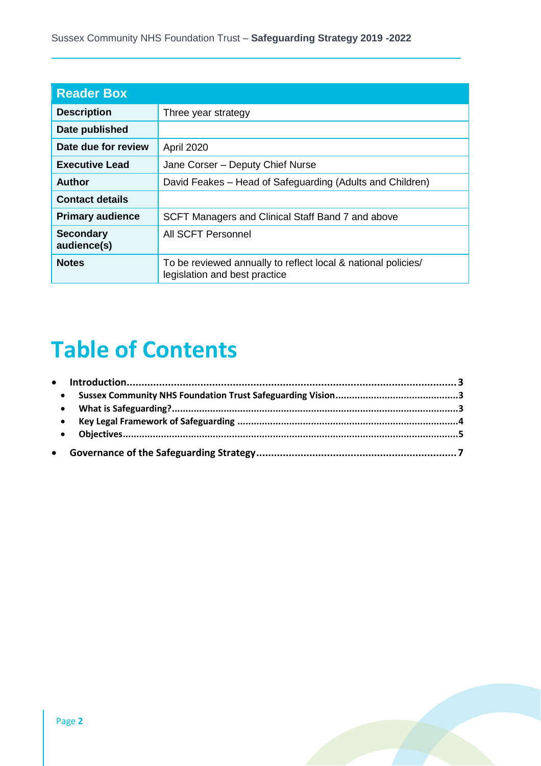| Reader Box | |
|---|---|
| **Description** | Three year strategy |
| **Date published** | |
| **Date due for review** | April 2020 |
| **Executive Lead** | Jane Corser – Deputy Chief Nurse |
| **Author** | David Feakes – Head of Safeguarding (Adults and Children) |
| **Contact details** | |
| **Primary audience** | SCFT Managers and Clinical Staff Band 7 and above |
| **Secondary audience(s)** | All SCFT Personnel |
| **Notes** | To be reviewed annually to reflect local & national policies/ legislation and best practice |

# Table of Contents

- **Introduction** ........................................ 3
  - **Sussex Community NHS Foundation Trust Safeguarding Vision** ........................................ 3
  - **What is Safeguarding?** ........................................ 3
  - **Key Legal Framework of Safeguarding** ........................................ 4
  - **Objectives** ........................................ 5
- **Governance of the Safeguarding Strategy** ........................................ 7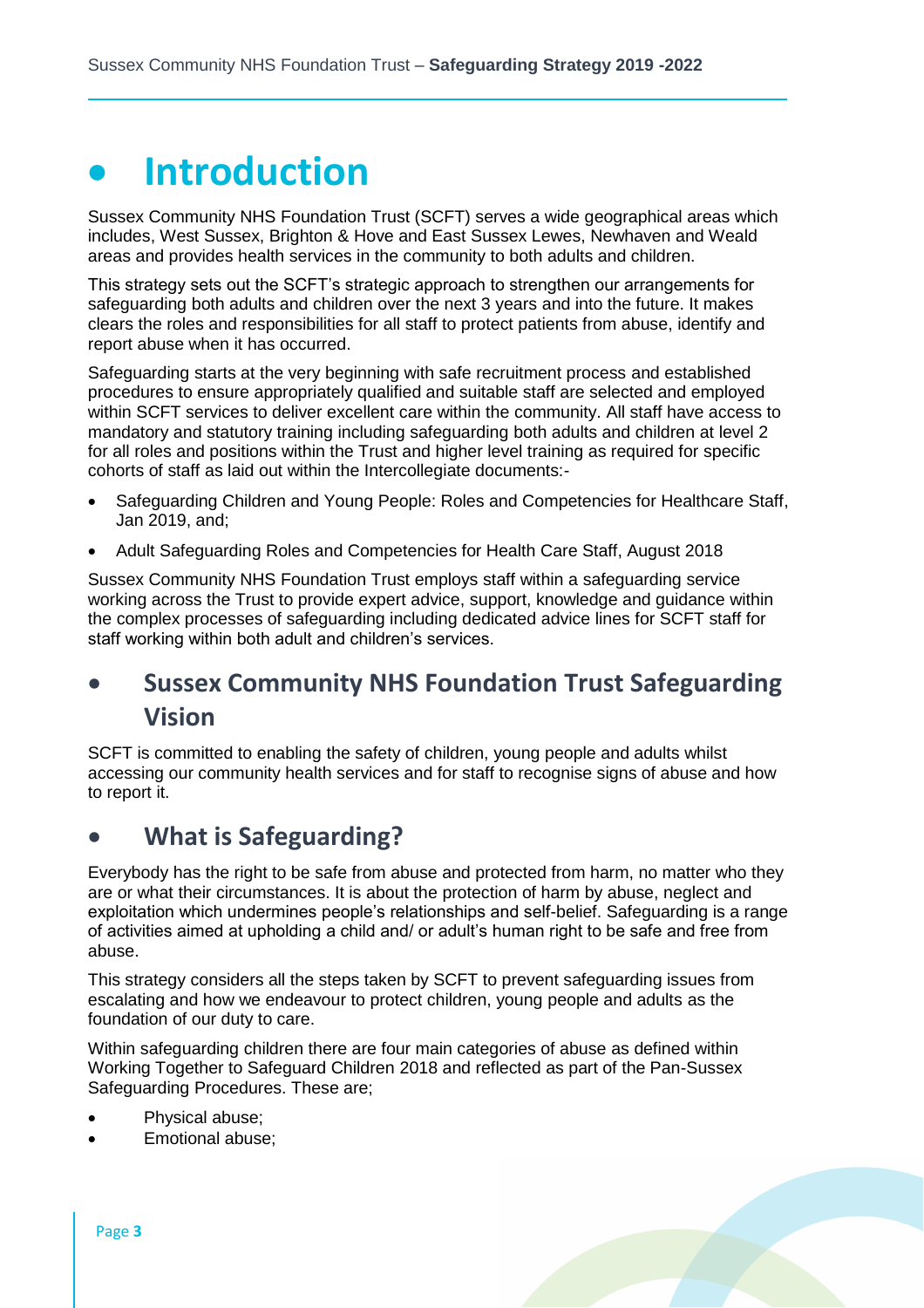# Introduction

Sussex Community NHS Foundation Trust (SCFT) serves a wide geographical areas which includes, West Sussex, Brighton & Hove and East Sussex Lewes, Newhaven and Weald areas and provides health services in the community to both adults and children.

This strategy sets out the SCFT's strategic approach to strengthen our arrangements for safeguarding both adults and children over the next 3 years and into the future. It makes clears the roles and responsibilities for all staff to protect patients from abuse, identify and report abuse when it has occurred.

Safeguarding starts at the very beginning with safe recruitment process and established procedures to ensure appropriately qualified and suitable staff are selected and employed within SCFT services to deliver excellent care within the community. All staff have access to mandatory and statutory training including safeguarding both adults and children at level 2 for all roles and positions within the Trust and higher level training as required for specific cohorts of staff as laid out within the Intercollegiate documents:-

- Safeguarding Children and Young People: Roles and Competencies for Healthcare Staff, Jan 2019, and;
- Adult Safeguarding Roles and Competencies for Health Care Staff, August 2018

Sussex Community NHS Foundation Trust employs staff within a safeguarding service working across the Trust to provide expert advice, support, knowledge and guidance within the complex processes of safeguarding including dedicated advice lines for SCFT staff for staff working within both adult and children's services.

## Sussex Community NHS Foundation Trust Safeguarding Vision

SCFT is committed to enabling the safety of children, young people and adults whilst accessing our community health services and for staff to recognise signs of abuse and how to report it.

## What is Safeguarding?

Everybody has the right to be safe from abuse and protected from harm, no matter who they are or what their circumstances. It is about the protection of harm by abuse, neglect and exploitation which undermines people's relationships and self-belief. Safeguarding is a range of activities aimed at upholding a child and/ or adult's human right to be safe and free from abuse.

This strategy considers all the steps taken by SCFT to prevent safeguarding issues from escalating and how we endeavour to protect children, young people and adults as the foundation of our duty to care.

Within safeguarding children there are four main categories of abuse as defined within Working Together to Safeguard Children 2018 and reflected as part of the Pan-Sussex Safeguarding Procedures. These are;

- Physical abuse;
- Emotional abuse;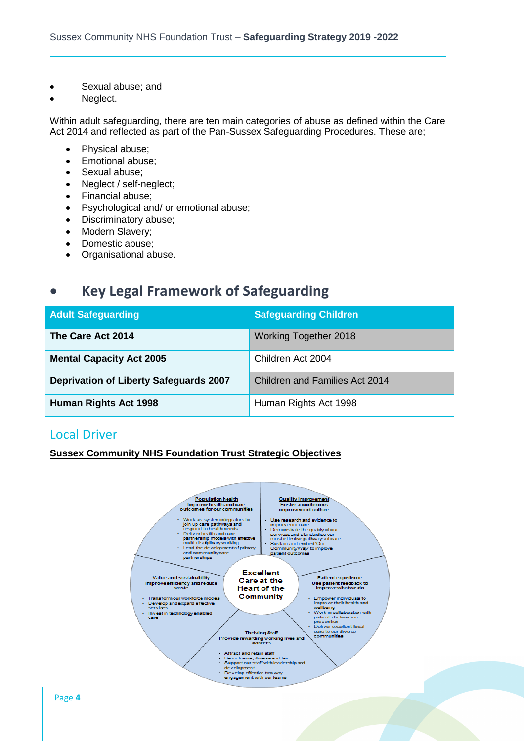- Sexual abuse; and
- Neglect.

Within adult safeguarding, there are ten main categories of abuse as defined within the Care Act 2014 and reflected as part of the Pan-Sussex Safeguarding Procedures. These are;

- Physical abuse;
- Emotional abuse;
- Sexual abuse;
- Neglect / self-neglect;
- Financial abuse;
- Psychological and/ or emotional abuse;
- Discriminatory abuse;
- Modern Slavery;
- Domestic abuse;
- Organisational abuse.

## Key Legal Framework of Safeguarding

| Adult Safeguarding | Safeguarding Children |
|---|---|
| **The Care Act 2014** | Working Together 2018 |
| **Mental Capacity Act 2005** | Children Act 2004 |
| **Deprivation of Liberty Safeguards 2007** | Children and Families Act 2014 |
| **Human Rights Act 1998** | Human Rights Act 1998 |

## Local Driver

**Sussex Community NHS Foundation Trust Strategic Objectives**

**Excellent Care at the Heart of the Community**

**Population health**
Improve health and care outcomes for our communities

- Work as system integrators to join up care pathways and respond to health needs
- Deliver health and care partnership models with effective multi-disciplinary working
- Lead the development of primary and community care partnerships

**Quality improvement**
Foster a continuous improvement culture

- Use research and evidence to improve our care
- Demonstrate the quality of our services and standardise our most effective pathways of care
- Sustain and embed 'Our Community Way' to improve patient outcomes

**Value and sustainability**
Improve efficiency and reduce waste

- Transform our workforce models
- Develop and expand effective services
- Invest in technology enabled care

**Patient experience**
Use patient feedback to improve what we do

- Empower individuals to improve their health and wellbeing
- Work in collaboration with patients to focus on prevention
- Deliver excellent, local care to our diverse communities

**Thriving Staff**
Provide rewarding working lives and careers

- Attract and retain staff
- Be inclusive, diverse and fair
- Support our staff with leadership and development
- Develop effective two way engagement with our teams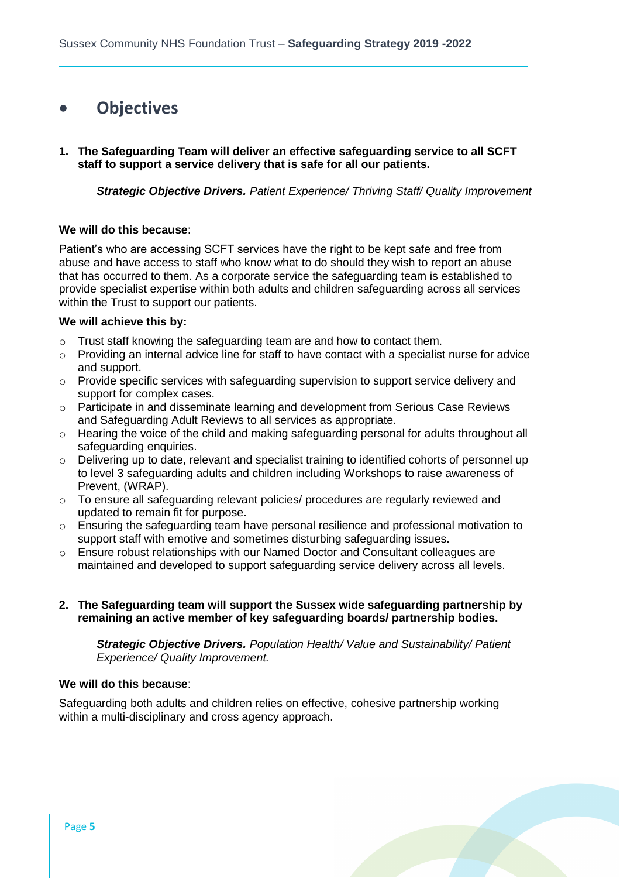# Objectives

1. **The Safeguarding Team will deliver an effective safeguarding service to all SCFT staff to support a service delivery that is safe for all our patients.**

    ***Strategic Objective Drivers.*** *Patient Experience/ Thriving Staff/ Quality Improvement*

**We will do this because**:

Patient's who are accessing SCFT services have the right to be kept safe and free from abuse and have access to staff who know what to do should they wish to report an abuse that has occurred to them. As a corporate service the safeguarding team is established to provide specialist expertise within both adults and children safeguarding across all services within the Trust to support our patients.

**We will achieve this by:**

- Trust staff knowing the safeguarding team are and how to contact them.
- Providing an internal advice line for staff to have contact with a specialist nurse for advice and support.
- Provide specific services with safeguarding supervision to support service delivery and support for complex cases.
- Participate in and disseminate learning and development from Serious Case Reviews and Safeguarding Adult Reviews to all services as appropriate.
- Hearing the voice of the child and making safeguarding personal for adults throughout all safeguarding enquiries.
- Delivering up to date, relevant and specialist training to identified cohorts of personnel up to level 3 safeguarding adults and children including Workshops to raise awareness of Prevent, (WRAP).
- To ensure all safeguarding relevant policies/ procedures are regularly reviewed and updated to remain fit for purpose.
- Ensuring the safeguarding team have personal resilience and professional motivation to support staff with emotive and sometimes disturbing safeguarding issues.
- Ensure robust relationships with our Named Doctor and Consultant colleagues are maintained and developed to support safeguarding service delivery across all levels.

2. **The Safeguarding team will support the Sussex wide safeguarding partnership by remaining an active member of key safeguarding boards/ partnership bodies.**

    ***Strategic Objective Drivers.*** *Population Health/ Value and Sustainability/ Patient Experience/ Quality Improvement.*

**We will do this because**:

Safeguarding both adults and children relies on effective, cohesive partnership working within a multi-disciplinary and cross agency approach.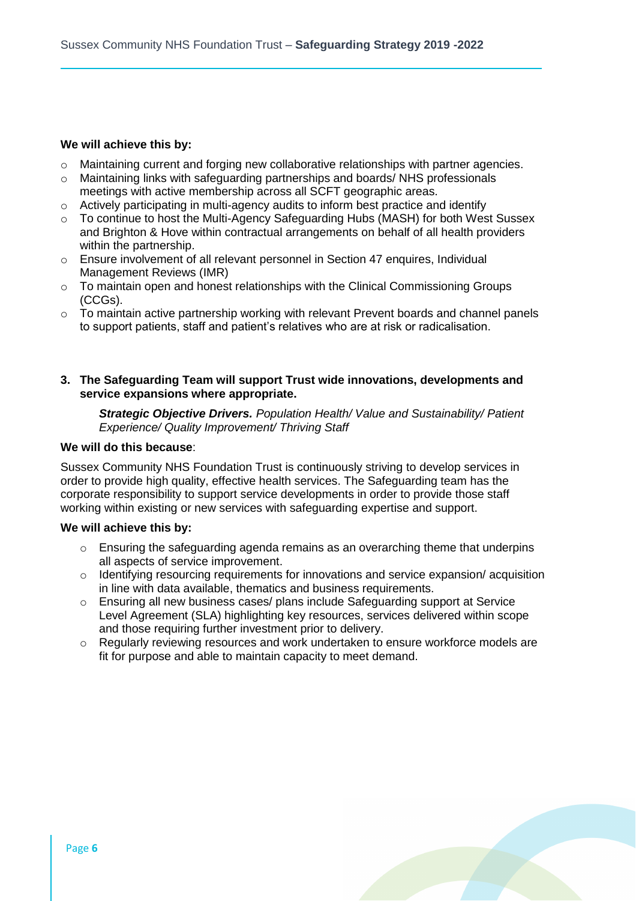**We will achieve this by:**

- Maintaining current and forging new collaborative relationships with partner agencies.
- Maintaining links with safeguarding partnerships and boards/ NHS professionals meetings with active membership across all SCFT geographic areas.
- Actively participating in multi-agency audits to inform best practice and identify
- To continue to host the Multi-Agency Safeguarding Hubs (MASH) for both West Sussex and Brighton & Hove within contractual arrangements on behalf of all health providers within the partnership.
- Ensure involvement of all relevant personnel in Section 47 enquires, Individual Management Reviews (IMR)
- To maintain open and honest relationships with the Clinical Commissioning Groups (CCGs).
- To maintain active partnership working with relevant Prevent boards and channel panels to support patients, staff and patient's relatives who are at risk or radicalisation.

### 3. The Safeguarding Team will support Trust wide innovations, developments and service expansions where appropriate.

> ***Strategic Objective Drivers.*** *Population Health/ Value and Sustainability/ Patient Experience/ Quality Improvement/ Thriving Staff*

**We will do this because**:

Sussex Community NHS Foundation Trust is continuously striving to develop services in order to provide high quality, effective health services. The Safeguarding team has the corporate responsibility to support service developments in order to provide those staff working within existing or new services with safeguarding expertise and support.

**We will achieve this by:**

- Ensuring the safeguarding agenda remains as an overarching theme that underpins all aspects of service improvement.
- Identifying resourcing requirements for innovations and service expansion/ acquisition in line with data available, thematics and business requirements.
- Ensuring all new business cases/ plans include Safeguarding support at Service Level Agreement (SLA) highlighting key resources, services delivered within scope and those requiring further investment prior to delivery.
- Regularly reviewing resources and work undertaken to ensure workforce models are fit for purpose and able to maintain capacity to meet demand.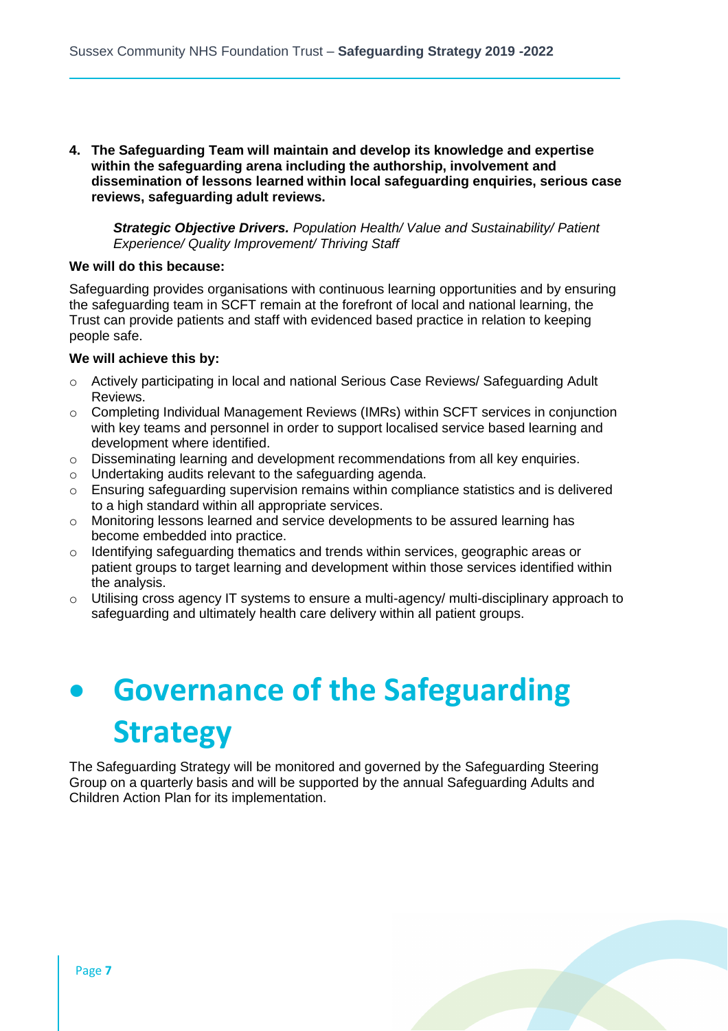**4. The Safeguarding Team will maintain and develop its knowledge and expertise within the safeguarding arena including the authorship, involvement and dissemination of lessons learned within local safeguarding enquiries, serious case reviews, safeguarding adult reviews.**

> ***Strategic Objective Drivers.*** *Population Health/ Value and Sustainability/ Patient Experience/ Quality Improvement/ Thriving Staff*

**We will do this because:**

Safeguarding provides organisations with continuous learning opportunities and by ensuring the safeguarding team in SCFT remain at the forefront of local and national learning, the Trust can provide patients and staff with evidenced based practice in relation to keeping people safe.

**We will achieve this by:**

- Actively participating in local and national Serious Case Reviews/ Safeguarding Adult Reviews.
- Completing Individual Management Reviews (IMRs) within SCFT services in conjunction with key teams and personnel in order to support localised service based learning and development where identified.
- Disseminating learning and development recommendations from all key enquiries.
- Undertaking audits relevant to the safeguarding agenda.
- Ensuring safeguarding supervision remains within compliance statistics and is delivered to a high standard within all appropriate services.
- Monitoring lessons learned and service developments to be assured learning has become embedded into practice.
- Identifying safeguarding thematics and trends within services, geographic areas or patient groups to target learning and development within those services identified within the analysis.
- Utilising cross agency IT systems to ensure a multi-agency/ multi-disciplinary approach to safeguarding and ultimately health care delivery within all patient groups.

# Governance of the Safeguarding Strategy

The Safeguarding Strategy will be monitored and governed by the Safeguarding Steering Group on a quarterly basis and will be supported by the annual Safeguarding Adults and Children Action Plan for its implementation.